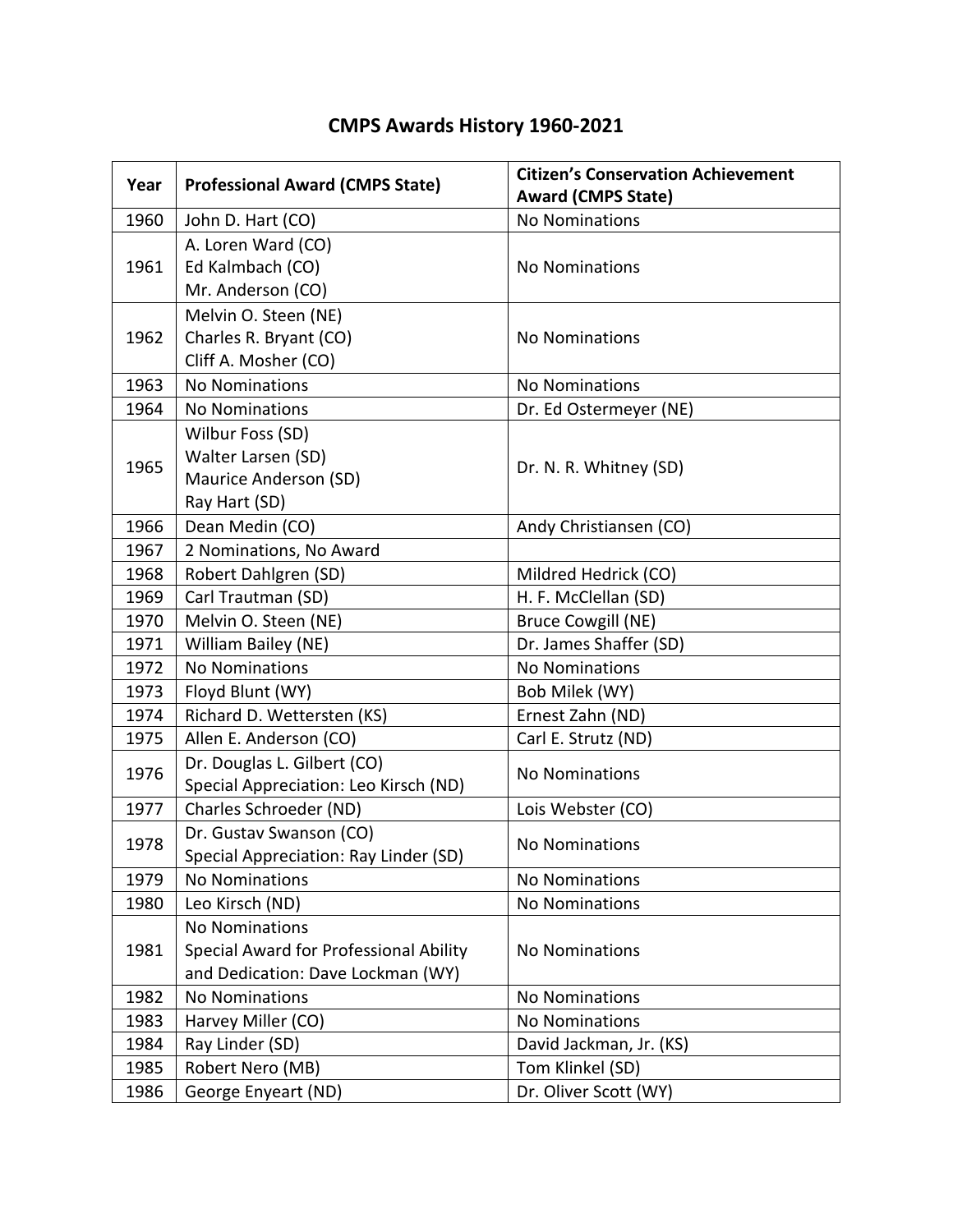# CMPS Awards History 1960-2021

| Year | Professional Award (CMPS State) | Citizen's Conservation Achievement Award (CMPS State) |
|---|---|---|
| 1960 | John D. Hart (CO) | No Nominations |
| 1961 | A. Loren Ward (CO)<br>Ed Kalmbach (CO)<br>Mr. Anderson (CO) | No Nominations |
| 1962 | Melvin O. Steen (NE)<br>Charles R. Bryant (CO)<br>Cliff A. Mosher (CO) | No Nominations |
| 1963 | No Nominations | No Nominations |
| 1964 | No Nominations | Dr. Ed Ostermeyer (NE) |
| 1965 | Wilbur Foss (SD)<br>Walter Larsen (SD)<br>Maurice Anderson (SD)<br>Ray Hart (SD) | Dr. N. R. Whitney (SD) |
| 1966 | Dean Medin (CO) | Andy Christiansen (CO) |
| 1967 | 2 Nominations, No Award | |
| 1968 | Robert Dahlgren (SD) | Mildred Hedrick (CO) |
| 1969 | Carl Trautman (SD) | H. F. McClellan (SD) |
| 1970 | Melvin O. Steen (NE) | Bruce Cowgill (NE) |
| 1971 | William Bailey (NE) | Dr. James Shaffer (SD) |
| 1972 | No Nominations | No Nominations |
| 1973 | Floyd Blunt (WY) | Bob Milek (WY) |
| 1974 | Richard D. Wettersten (KS) | Ernest Zahn (ND) |
| 1975 | Allen E. Anderson (CO) | Carl E. Strutz (ND) |
| 1976 | Dr. Douglas L. Gilbert (CO)<br>Special Appreciation: Leo Kirsch (ND) | No Nominations |
| 1977 | Charles Schroeder (ND) | Lois Webster (CO) |
| 1978 | Dr. Gustav Swanson (CO)<br>Special Appreciation: Ray Linder (SD) | No Nominations |
| 1979 | No Nominations | No Nominations |
| 1980 | Leo Kirsch (ND) | No Nominations |
| 1981 | No Nominations<br>Special Award for Professional Ability and Dedication: Dave Lockman (WY) | No Nominations |
| 1982 | No Nominations | No Nominations |
| 1983 | Harvey Miller (CO) | No Nominations |
| 1984 | Ray Linder (SD) | David Jackman, Jr. (KS) |
| 1985 | Robert Nero (MB) | Tom Klinkel (SD) |
| 1986 | George Enyeart (ND) | Dr. Oliver Scott (WY) |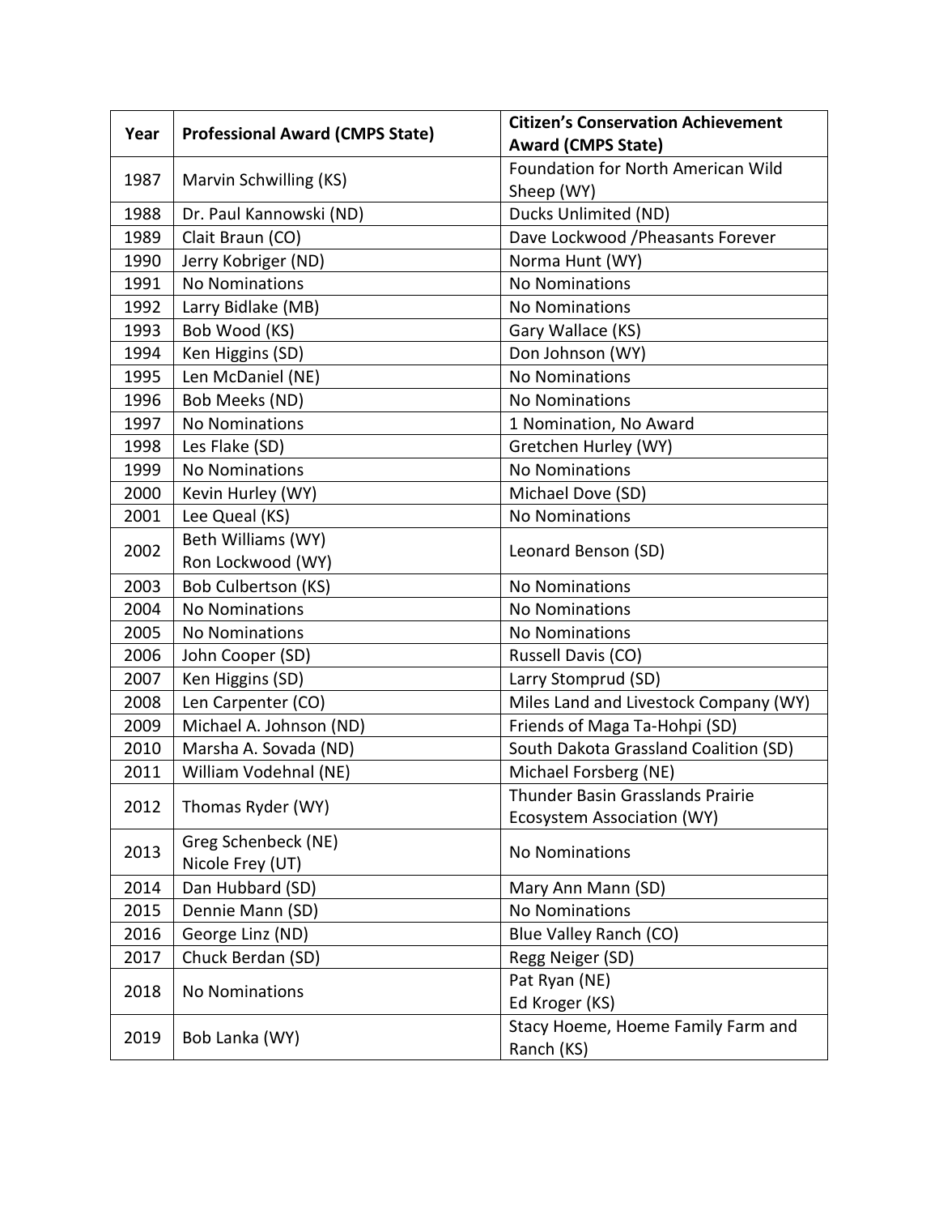| Year | Professional Award (CMPS State) | Citizen's Conservation Achievement Award (CMPS State) |
|---|---|---|
| 1987 | Marvin Schwilling (KS) | Foundation for North American Wild Sheep (WY) |
| 1988 | Dr. Paul Kannowski (ND) | Ducks Unlimited (ND) |
| 1989 | Clait Braun (CO) | Dave Lockwood /Pheasants Forever |
| 1990 | Jerry Kobriger (ND) | Norma Hunt (WY) |
| 1991 | No Nominations | No Nominations |
| 1992 | Larry Bidlake (MB) | No Nominations |
| 1993 | Bob Wood (KS) | Gary Wallace (KS) |
| 1994 | Ken Higgins (SD) | Don Johnson (WY) |
| 1995 | Len McDaniel (NE) | No Nominations |
| 1996 | Bob Meeks (ND) | No Nominations |
| 1997 | No Nominations | 1 Nomination, No Award |
| 1998 | Les Flake (SD) | Gretchen Hurley (WY) |
| 1999 | No Nominations | No Nominations |
| 2000 | Kevin Hurley (WY) | Michael Dove (SD) |
| 2001 | Lee Queal (KS) | No Nominations |
| 2002 | Beth Williams (WY)<br>Ron Lockwood (WY) | Leonard Benson (SD) |
| 2003 | Bob Culbertson (KS) | No Nominations |
| 2004 | No Nominations | No Nominations |
| 2005 | No Nominations | No Nominations |
| 2006 | John Cooper (SD) | Russell Davis (CO) |
| 2007 | Ken Higgins (SD) | Larry Stomprud (SD) |
| 2008 | Len Carpenter (CO) | Miles Land and Livestock Company (WY) |
| 2009 | Michael A. Johnson (ND) | Friends of Maga Ta-Hohpi (SD) |
| 2010 | Marsha A. Sovada (ND) | South Dakota Grassland Coalition (SD) |
| 2011 | William Vodehnal (NE) | Michael Forsberg (NE) |
| 2012 | Thomas Ryder (WY) | Thunder Basin Grasslands Prairie Ecosystem Association (WY) |
| 2013 | Greg Schenbeck (NE)<br>Nicole Frey (UT) | No Nominations |
| 2014 | Dan Hubbard (SD) | Mary Ann Mann (SD) |
| 2015 | Dennie Mann (SD) | No Nominations |
| 2016 | George Linz (ND) | Blue Valley Ranch (CO) |
| 2017 | Chuck Berdan (SD) | Regg Neiger (SD) |
| 2018 | No Nominations | Pat Ryan (NE)<br>Ed Kroger (KS) |
| 2019 | Bob Lanka (WY) | Stacy Hoeme, Hoeme Family Farm and Ranch (KS) |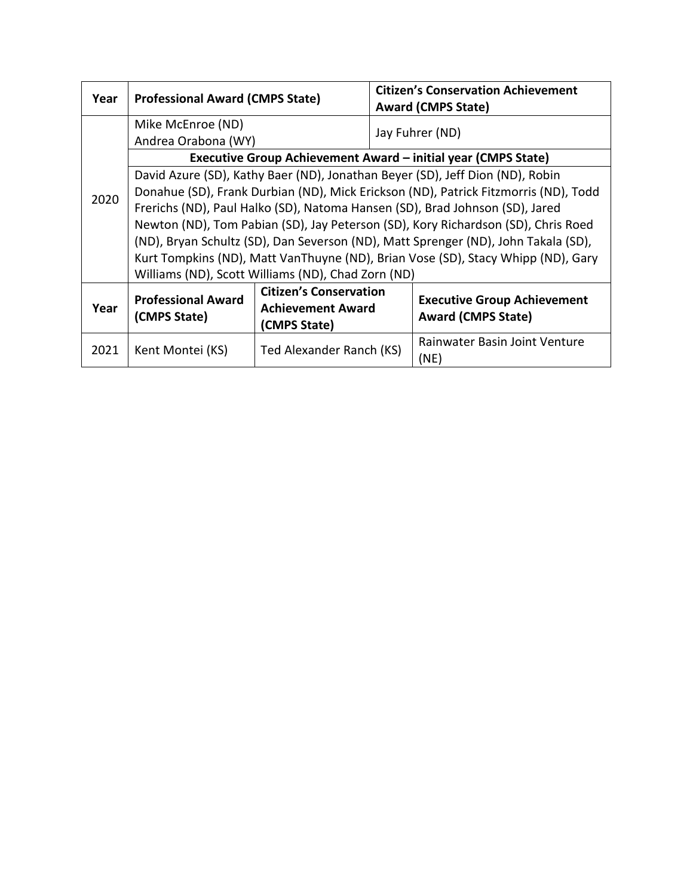| Year | Professional Award (CMPS State) | Citizen's Conservation Achievement Award (CMPS State) |
|---|---|---|
| 2020 | Mike McEnroe (ND)<br>Andrea Orabona (WY) | Jay Fuhrer (ND) |
| | **Executive Group Achievement Award – initial year (CMPS State)** | |
| | David Azure (SD), Kathy Baer (ND), Jonathan Beyer (SD), Jeff Dion (ND), Robin Donahue (SD), Frank Durbian (ND), Mick Erickson (ND), Patrick Fitzmorris (ND), Todd Frerichs (ND), Paul Halko (SD), Natoma Hansen (SD), Brad Johnson (SD), Jared Newton (ND), Tom Pabian (SD), Jay Peterson (SD), Kory Richardson (SD), Chris Roed (ND), Bryan Schultz (SD), Dan Severson (ND), Matt Sprenger (ND), John Takala (SD), Kurt Tompkins (ND), Matt VanThuyne (ND), Brian Vose (SD), Stacy Whipp (ND), Gary Williams (ND), Scott Williams (ND), Chad Zorn (ND) | |

| Year | Professional Award (CMPS State) | Citizen's Conservation Achievement Award (CMPS State) | Executive Group Achievement Award (CMPS State) |
|---|---|---|---|
| 2021 | Kent Montei (KS) | Ted Alexander Ranch (KS) | Rainwater Basin Joint Venture (NE) |